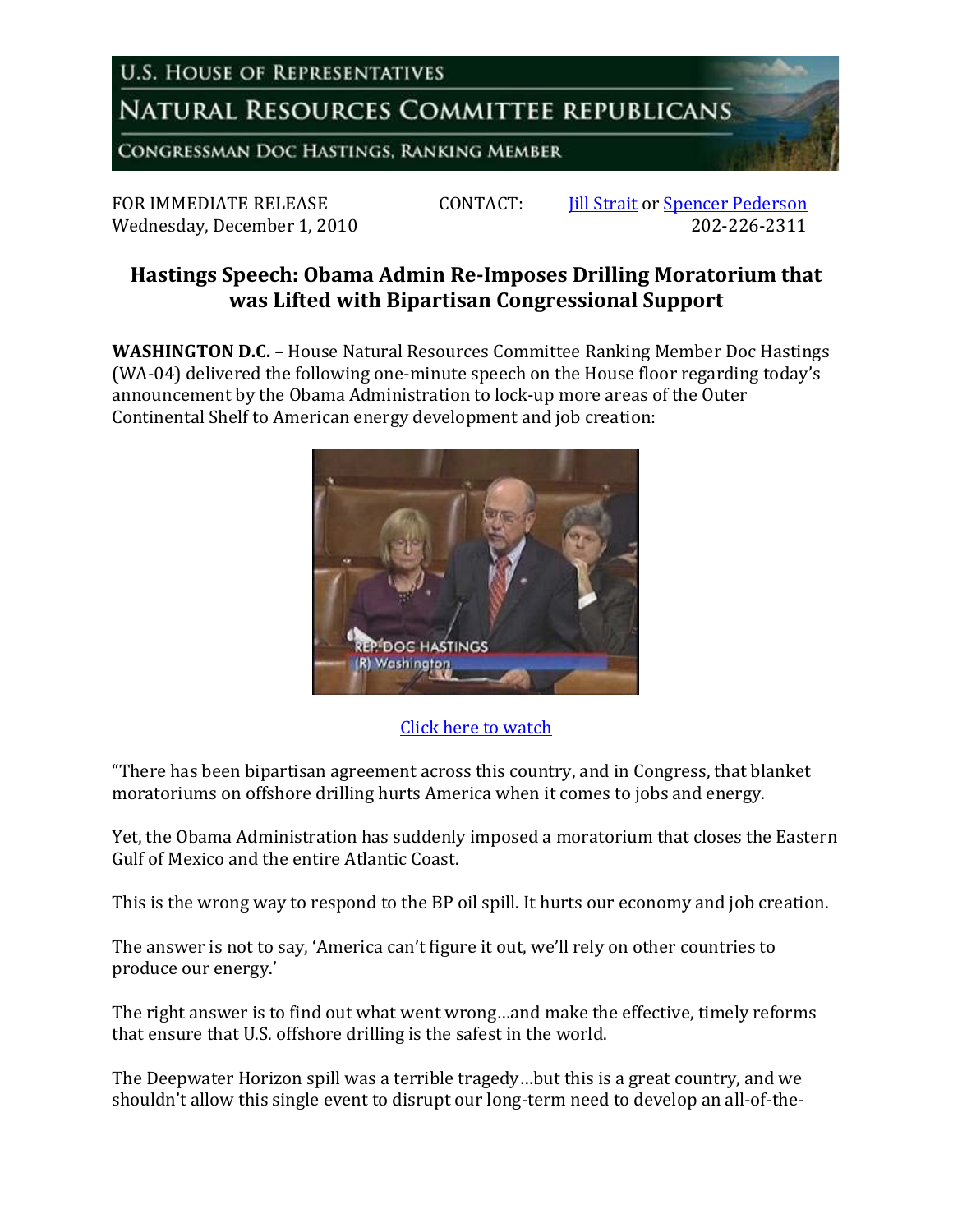U.S. HOUSE OF REPRESENTATIVES

NATURAL RESOURCES COMMITTEE REPUBLICANS

CONGRESSMAN DOC HASTINGS, RANKING MEMBER

FOR IMMEDIATE RELEASE
Wednesday, December 1, 2010

CONTACT: Jill Strait or Spencer Pederson
202-226-2311

## Hastings Speech: Obama Admin Re-Imposes Drilling Moratorium that was Lifted with Bipartisan Congressional Support

**WASHINGTON D.C. –** House Natural Resources Committee Ranking Member Doc Hastings (WA-04) delivered the following one-minute speech on the House floor regarding today's announcement by the Obama Administration to lock-up more areas of the Outer Continental Shelf to American energy development and job creation:

Click here to watch

"There has been bipartisan agreement across this country, and in Congress, that blanket moratoriums on offshore drilling hurts America when it comes to jobs and energy.

Yet, the Obama Administration has suddenly imposed a moratorium that closes the Eastern Gulf of Mexico and the entire Atlantic Coast.

This is the wrong way to respond to the BP oil spill. It hurts our economy and job creation.

The answer is not to say, 'America can't figure it out, we'll rely on other countries to produce our energy.'

The right answer is to find out what went wrong…and make the effective, timely reforms that ensure that U.S. offshore drilling is the safest in the world.

The Deepwater Horizon spill was a terrible tragedy…but this is a great country, and we shouldn't allow this single event to disrupt our long-term need to develop an all-of-the-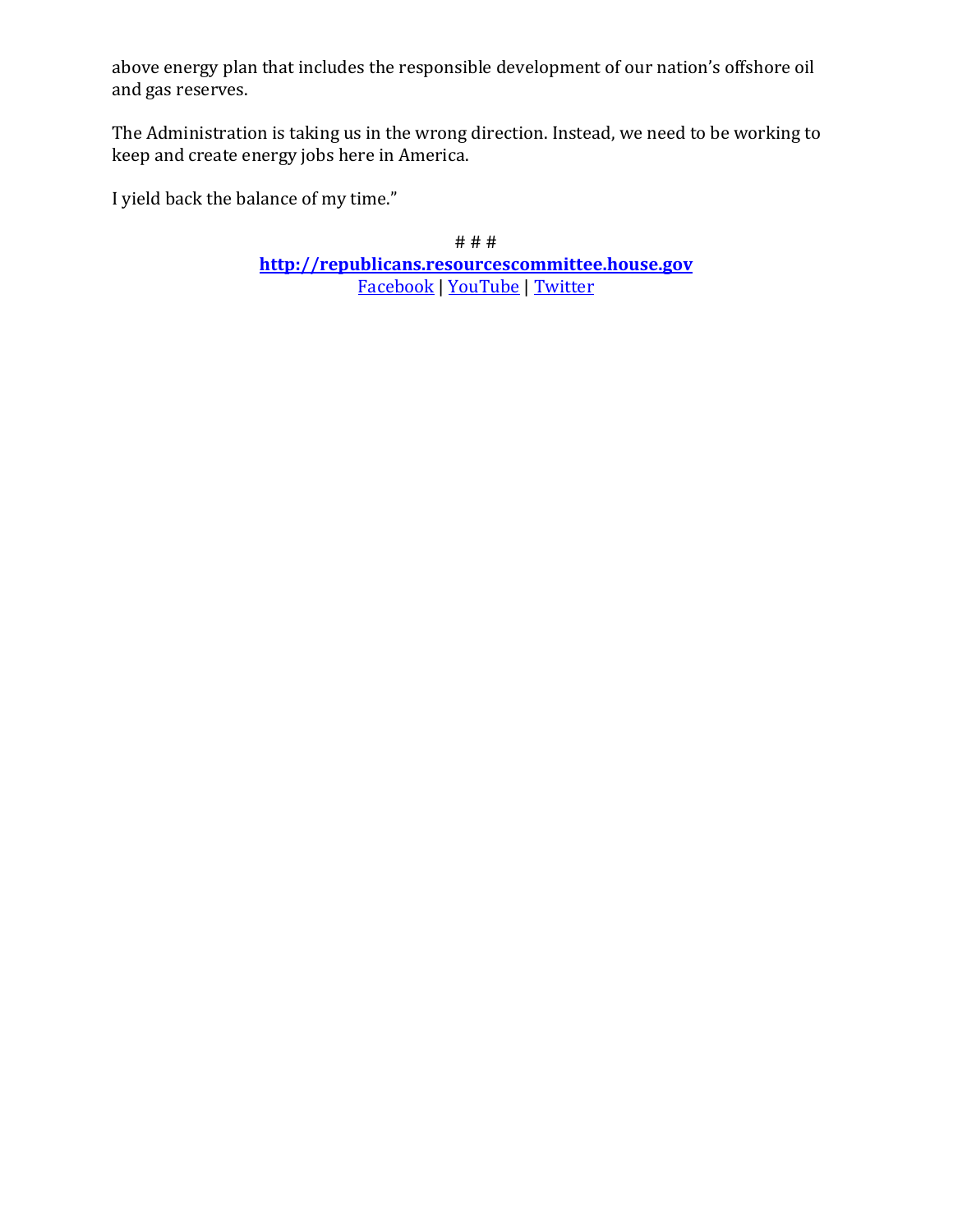above energy plan that includes the responsible development of our nation's offshore oil and gas reserves.

The Administration is taking us in the wrong direction. Instead, we need to be working to keep and create energy jobs here in America.

I yield back the balance of my time."

# # #

**http://republicans.resourcescommittee.house.gov**

Facebook | YouTube | Twitter